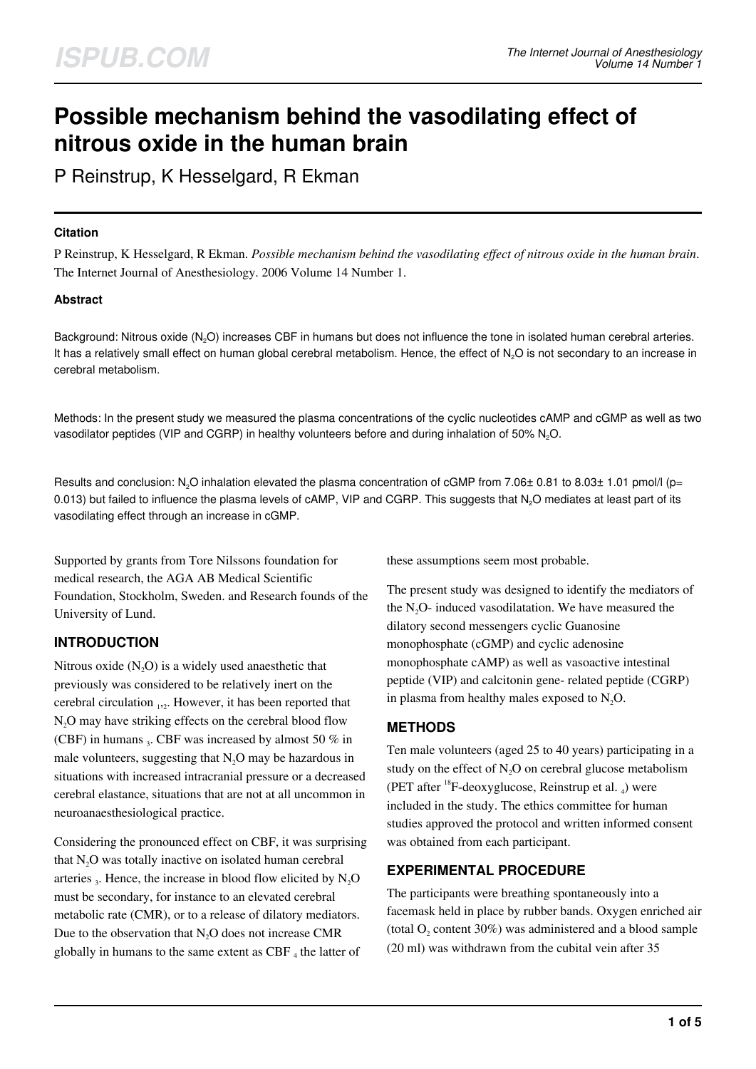# Possible mechanism behind the vasodilating effect of nitrous oxide in the human brain

P Reinstrup, K Hesselgard, R Ekman

### Citation

P Reinstrup, K Hesselgard, R Ekman. *Possible mechanism behind the vasodilating effect of nitrous oxide in the human brain*. The Internet Journal of Anesthesiology. 2006 Volume 14 Number 1.

### Abstract

Background: Nitrous oxide ($N_2O$) increases CBF in humans but does not influence the tone in isolated human cerebral arteries. It has a relatively small effect on human global cerebral metabolism. Hence, the effect of $N_2O$ is not secondary to an increase in cerebral metabolism.

Methods: In the present study we measured the plasma concentrations of the cyclic nucleotides cAMP and cGMP as well as two vasodilator peptides (VIP and CGRP) in healthy volunteers before and during inhalation of 50% $N_2O$.

Results and conclusion: $N_2O$ inhalation elevated the plasma concentration of cGMP from 7.06± 0.81 to 8.03± 1.01 pmol/l ($p$= 0.013) but failed to influence the plasma levels of cAMP, VIP and CGRP. This suggests that $N_2O$ mediates at least part of its vasodilating effect through an increase in cGMP.

Supported by grants from Tore Nilssons foundation for medical research, the AGA AB Medical Scientific Foundation, Stockholm, Sweden. and Research founds of the University of Lund.

## INTRODUCTION

Nitrous oxide ($N_2O$) is a widely used anaesthetic that previously was considered to be relatively inert on the cerebral circulation [1,2]. However, it has been reported that $N_2O$ may have striking effects on the cerebral blood flow (CBF) in humans [3]. CBF was increased by almost 50 % in male volunteers, suggesting that $N_2O$ may be hazardous in situations with increased intracranial pressure or a decreased cerebral elastance, situations that are not at all uncommon in neuroanaesthesiological practice.

Considering the pronounced effect on CBF, it was surprising that $N_2O$ was totally inactive on isolated human cerebral arteries [3]. Hence, the increase in blood flow elicited by $N_2O$ must be secondary, for instance to an elevated cerebral metabolic rate (CMR), or to a release of dilatory mediators. Due to the observation that $N_2O$ does not increase CMR globally in humans to the same extent as CBF [4] the latter of these assumptions seem most probable.

The present study was designed to identify the mediators of the $N_2O$- induced vasodilatation. We have measured the dilatory second messengers cyclic Guanosine monophosphate (cGMP) and cyclic adenosine monophosphate cAMP) as well as vasoactive intestinal peptide (VIP) and calcitonin gene- related peptide (CGRP) in plasma from healthy males exposed to $N_2O$.

## METHODS

Ten male volunteers (aged 25 to 40 years) participating in a study on the effect of $N_2O$ on cerebral glucose metabolism (PET after $^{18}$F-deoxyglucose, Reinstrup et al. [4]) were included in the study. The ethics committee for human studies approved the protocol and written informed consent was obtained from each participant.

## EXPERIMENTAL PROCEDURE

The participants were breathing spontaneously into a facemask held in place by rubber bands. Oxygen enriched air (total $O_2$ content 30%) was administered and a blood sample (20 ml) was withdrawn from the cubital vein after 35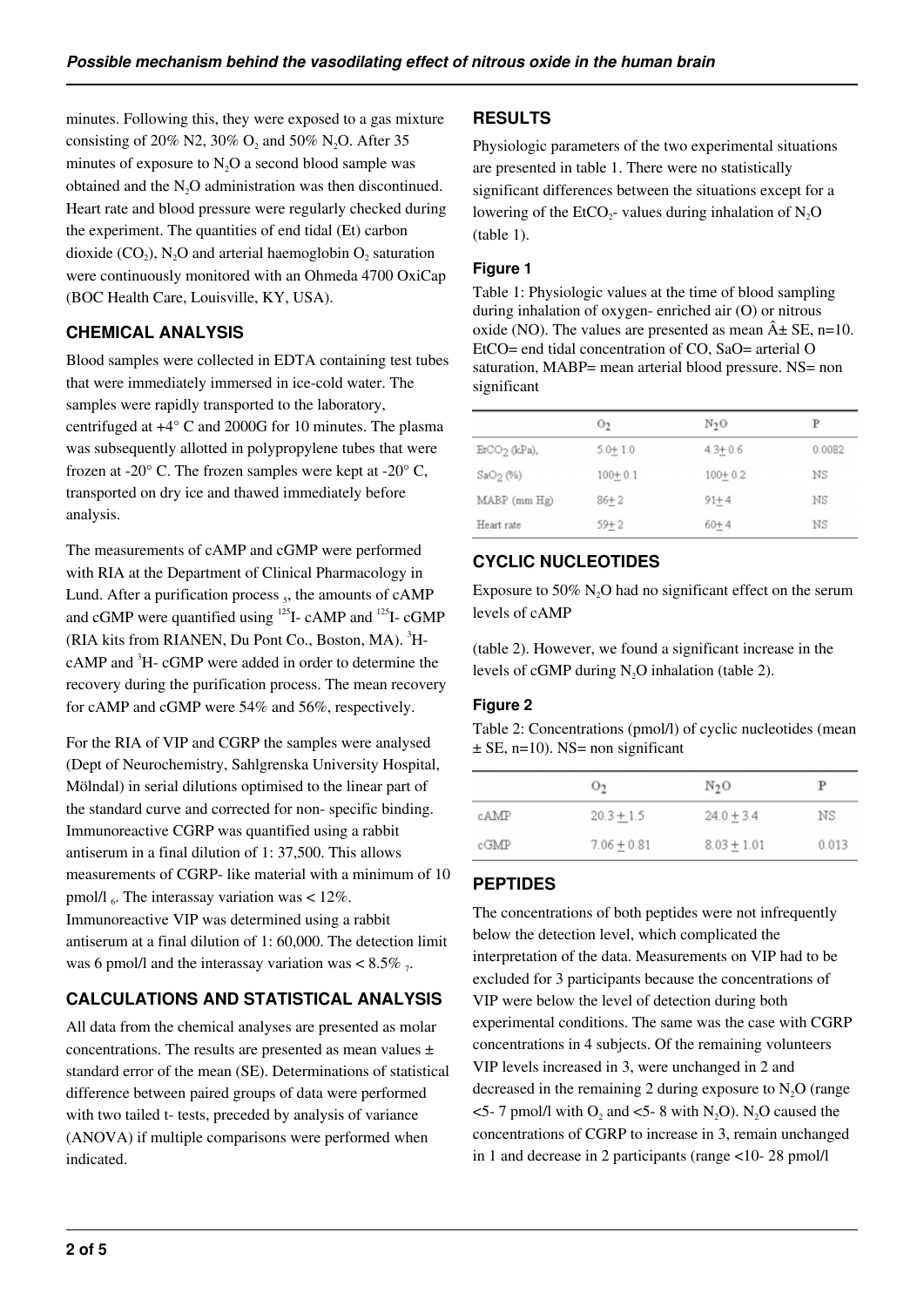minutes. Following this, they were exposed to a gas mixture consisting of 20% N2, 30% $O_2$ and 50% $N_2O$. After 35 minutes of exposure to $N_2O$ a second blood sample was obtained and the $N_2O$ administration was then discontinued. Heart rate and blood pressure were regularly checked during the experiment. The quantities of end tidal (Et) carbon dioxide ($CO_2$), $N_2O$ and arterial haemoglobin $O_2$ saturation were continuously monitored with an Ohmeda 4700 OxiCap (BOC Health Care, Louisville, KY, USA).

## CHEMICAL ANALYSIS

Blood samples were collected in EDTA containing test tubes that were immediately immersed in ice-cold water. The samples were rapidly transported to the laboratory, centrifuged at +4° C and 2000G for 10 minutes. The plasma was subsequently allotted in polypropylene tubes that were frozen at -20° C. The frozen samples were kept at -20° C, transported on dry ice and thawed immediately before analysis.

The measurements of cAMP and cGMP were performed with RIA at the Department of Clinical Pharmacology in Lund. After a purification process [5], the amounts of cAMP and cGMP were quantified using $^{125}$I- cAMP and $^{125}$I- cGMP (RIA kits from RIANEN, Du Pont Co., Boston, MA). $^{3}$H- cAMP and $^{3}$H- cGMP were added in order to determine the recovery during the purification process. The mean recovery for cAMP and cGMP were 54% and 56%, respectively.

For the RIA of VIP and CGRP the samples were analysed (Dept of Neurochemistry, Sahlgrenska University Hospital, Mölndal) in serial dilutions optimised to the linear part of the standard curve and corrected for non- specific binding. Immunoreactive CGRP was quantified using a rabbit antiserum in a final dilution of 1: 37,500. This allows measurements of CGRP- like material with a minimum of 10 pmol/l [6]. The interassay variation was < 12%. Immunoreactive VIP was determined using a rabbit antiserum at a final dilution of 1: 60,000. The detection limit was 6 pmol/l and the interassay variation was < 8.5% [7].

## CALCULATIONS AND STATISTICAL ANALYSIS

All data from the chemical analyses are presented as molar concentrations. The results are presented as mean values ± standard error of the mean (SE). Determinations of statistical difference between paired groups of data were performed with two tailed t- tests, preceded by analysis of variance (ANOVA) if multiple comparisons were performed when indicated.

## RESULTS

Physiologic parameters of the two experimental situations are presented in table 1. There were no statistically significant differences between the situations except for a lowering of the $EtCO_2$- values during inhalation of $N_2O$ (table 1).

### Figure 1

Table 1: Physiologic values at the time of blood sampling during inhalation of oxygen- enriched air (O) or nitrous oxide (NO). The values are presented as mean Â± SE, n=10. EtCO= end tidal concentration of CO, SaO= arterial O saturation, MABP= mean arterial blood pressure. NS= non significant

| | $O_2$ | $N_2O$ | P |
|---|---|---|---|
| $EtCO_2$ (kPa), | 5.0± 1.0 | 4.3± 0.6 | 0.0082 |
| $SaO_2$ (%) | 100± 0.1 | 100± 0.2 | NS |
| MABP (mm Hg) | 86± 2 | 91± 4 | NS |
| Heart rate | 59± 2 | 60± 4 | NS |

## CYCLIC NUCLEOTIDES

Exposure to 50% $N_2O$ had no significant effect on the serum levels of cAMP

(table 2). However, we found a significant increase in the levels of cGMP during $N_2O$ inhalation (table 2).

### Figure 2

Table 2: Concentrations (pmol/l) of cyclic nucleotides (mean ± SE, n=10). NS= non significant

| | $O_2$ | $N_2O$ | P |
|---|---|---|---|
| cAMP | 20.3 ± 1.5 | 24.0 ± 3.4 | NS |
| cGMP | 7.06 ± 0.81 | 8.03 ± 1.01 | 0.013 |

## PEPTIDES

The concentrations of both peptides were not infrequently below the detection level, which complicated the interpretation of the data. Measurements on VIP had to be excluded for 3 participants because the concentrations of VIP were below the level of detection during both experimental conditions. The same was the case with CGRP concentrations in 4 subjects. Of the remaining volunteers VIP levels increased in 3, were unchanged in 2 and decreased in the remaining 2 during exposure to $N_2O$ (range <5- 7 pmol/l with $O_2$ and <5- 8 with $N_2O$). $N_2O$ caused the concentrations of CGRP to increase in 3, remain unchanged in 1 and decrease in 2 participants (range <10- 28 pmol/l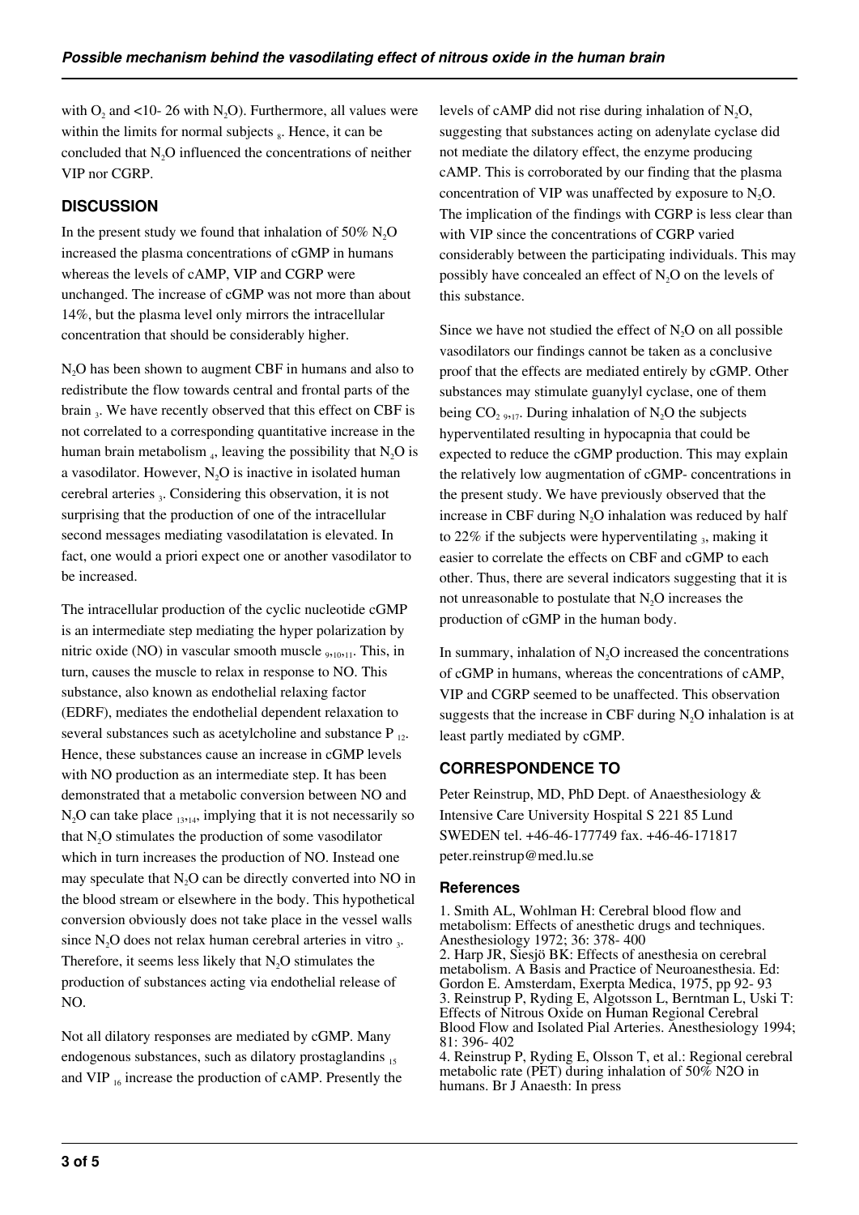with $O_2$ and <10- 26 with $N_2O$). Furthermore, all values were within the limits for normal subjects [8]. Hence, it can be concluded that $N_2O$ influenced the concentrations of neither VIP nor CGRP.

## DISCUSSION

In the present study we found that inhalation of 50% $N_2O$ increased the plasma concentrations of cGMP in humans whereas the levels of cAMP, VIP and CGRP were unchanged. The increase of cGMP was not more than about 14%, but the plasma level only mirrors the intracellular concentration that should be considerably higher.

$N_2O$ has been shown to augment CBF in humans and also to redistribute the flow towards central and frontal parts of the brain [3]. We have recently observed that this effect on CBF is not correlated to a corresponding quantitative increase in the human brain metabolism [4], leaving the possibility that $N_2O$ is a vasodilator. However, $N_2O$ is inactive in isolated human cerebral arteries [3]. Considering this observation, it is not surprising that the production of one of the intracellular second messages mediating vasodilatation is elevated. In fact, one would a priori expect one or another vasodilator to be increased.

The intracellular production of the cyclic nucleotide cGMP is an intermediate step mediating the hyper polarization by nitric oxide (NO) in vascular smooth muscle [9,10,11]. This, in turn, causes the muscle to relax in response to NO. This substance, also known as endothelial relaxing factor (EDRF), mediates the endothelial dependent relaxation to several substances such as acetylcholine and substance P [12]. Hence, these substances cause an increase in cGMP levels with NO production as an intermediate step. It has been demonstrated that a metabolic conversion between NO and $N_2O$ can take place [13,14], implying that it is not necessarily so that $N_2O$ stimulates the production of some vasodilator which in turn increases the production of NO. Instead one may speculate that $N_2O$ can be directly converted into NO in the blood stream or elsewhere in the body. This hypothetical conversion obviously does not take place in the vessel walls since $N_2O$ does not relax human cerebral arteries in vitro [3]. Therefore, it seems less likely that $N_2O$ stimulates the production of substances acting via endothelial release of NO.

Not all dilatory responses are mediated by cGMP. Many endogenous substances, such as dilatory prostaglandins [15] and VIP [16] increase the production of cAMP. Presently the levels of cAMP did not rise during inhalation of $N_2O$, suggesting that substances acting on adenylate cyclase did not mediate the dilatory effect, the enzyme producing cAMP. This is corroborated by our finding that the plasma concentration of VIP was unaffected by exposure to $N_2O$. The implication of the findings with CGRP is less clear than with VIP since the concentrations of CGRP varied considerably between the participating individuals. This may possibly have concealed an effect of $N_2O$ on the levels of this substance.

Since we have not studied the effect of $N_2O$ on all possible vasodilators our findings cannot be taken as a conclusive proof that the effects are mediated entirely by cGMP. Other substances may stimulate guanylyl cyclase, one of them being $CO_2$ [9,17]. During inhalation of $N_2O$ the subjects hyperventilated resulting in hypocapnia that could be expected to reduce the cGMP production. This may explain the relatively low augmentation of cGMP- concentrations in the present study. We have previously observed that the increase in CBF during $N_2O$ inhalation was reduced by half to 22% if the subjects were hyperventilating [3], making it easier to correlate the effects on CBF and cGMP to each other. Thus, there are several indicators suggesting that it is not unreasonable to postulate that $N_2O$ increases the production of cGMP in the human body.

In summary, inhalation of $N_2O$ increased the concentrations of cGMP in humans, whereas the concentrations of cAMP, VIP and CGRP seemed to be unaffected. This observation suggests that the increase in CBF during $N_2O$ inhalation is at least partly mediated by cGMP.

## CORRESPONDENCE TO

Peter Reinstrup, MD, PhD Dept. of Anaesthesiology & Intensive Care University Hospital S 221 85 Lund SWEDEN tel. +46-46-177749 fax. +46-46-171817 peter.reinstrup@med.lu.se

### References

1. Smith AL, Wohlman H: Cerebral blood flow and metabolism: Effects of anesthetic drugs and techniques. Anesthesiology 1972; 36: 378- 400
2. Harp JR, Siesjö BK: Effects of anesthesia on cerebral metabolism. A Basis and Practice of Neuroanesthesia. Ed: Gordon E. Amsterdam, Exerpta Medica, 1975, pp 92- 93
3. Reinstrup P, Ryding E, Algotsson L, Berntman L, Uski T: Effects of Nitrous Oxide on Human Regional Cerebral Blood Flow and Isolated Pial Arteries. Anesthesiology 1994; 81: 396- 402
4. Reinstrup P, Ryding E, Olsson T, et al.: Regional cerebral metabolic rate (PET) during inhalation of 50% N2O in humans. Br J Anaesth: In press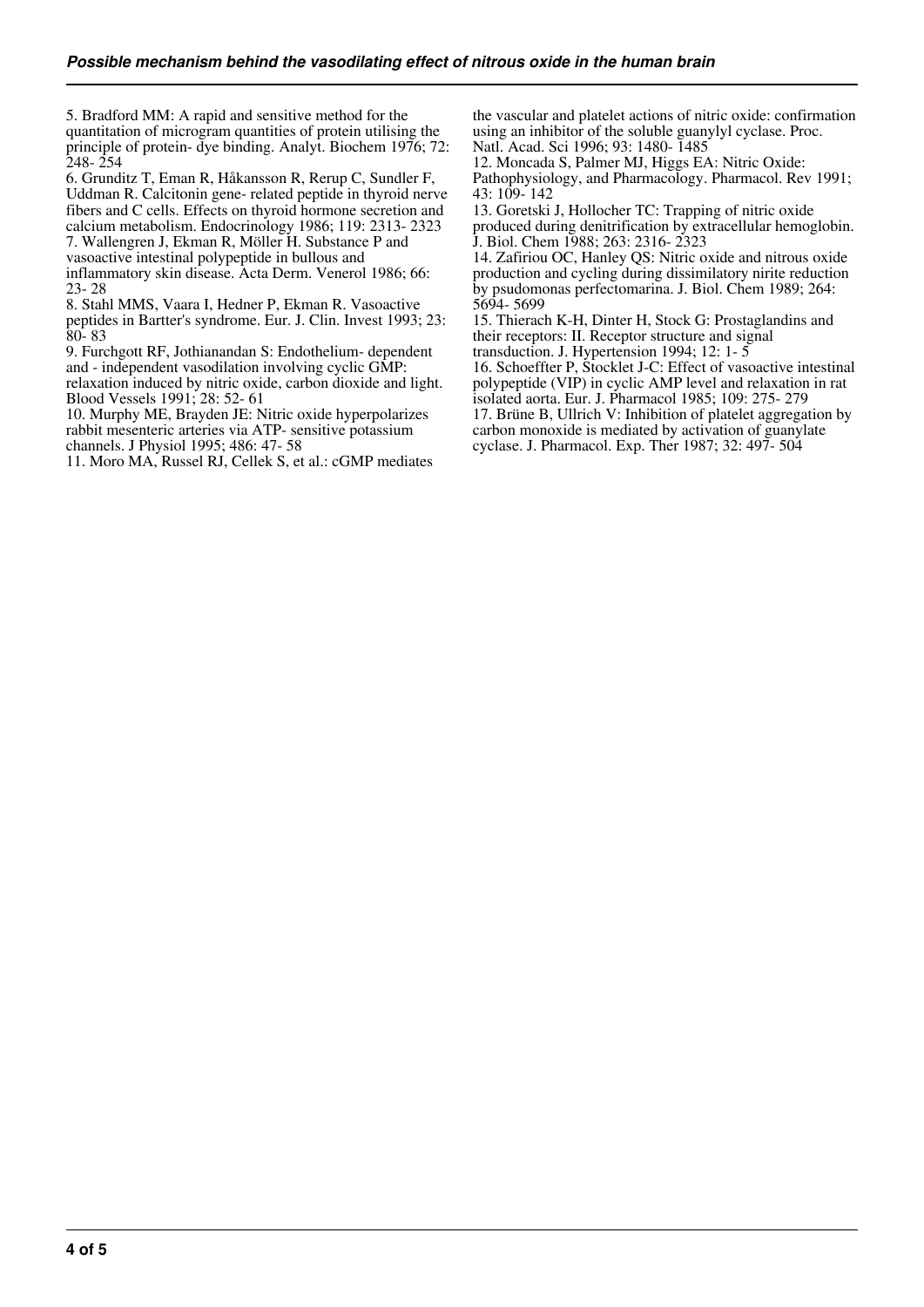5. Bradford MM: A rapid and sensitive method for the quantitation of microgram quantities of protein utilising the principle of protein- dye binding. Analyt. Biochem 1976; 72: 248- 254

6. Grunditz T, Eman R, Håkansson R, Rerup C, Sundler F, Uddman R. Calcitonin gene- related peptide in thyroid nerve fibers and C cells. Effects on thyroid hormone secretion and calcium metabolism. Endocrinology 1986; 119: 2313- 2323

7. Wallengren J, Ekman R, Möller H. Substance P and vasoactive intestinal polypeptide in bullous and inflammatory skin disease. Acta Derm. Venerol 1986; 66: 23- 28

8. Stahl MMS, Vaara I, Hedner P, Ekman R. Vasoactive peptides in Bartter's syndrome. Eur. J. Clin. Invest 1993; 23: 80- 83

9. Furchgott RF, Jothianandan S: Endothelium- dependent and - independent vasodilation involving cyclic GMP: relaxation induced by nitric oxide, carbon dioxide and light. Blood Vessels 1991; 28: 52- 61

10. Murphy ME, Brayden JE: Nitric oxide hyperpolarizes rabbit mesenteric arteries via ATP- sensitive potassium channels. J Physiol 1995; 486: 47- 58

11. Moro MA, Russel RJ, Cellek S, et al.: cGMP mediates the vascular and platelet actions of nitric oxide: confirmation using an inhibitor of the soluble guanylyl cyclase. Proc. Natl. Acad. Sci 1996; 93: 1480- 1485

12. Moncada S, Palmer MJ, Higgs EA: Nitric Oxide: Pathophysiology, and Pharmacology. Pharmacol. Rev 1991; 43: 109- 142

13. Goretski J, Hollocher TC: Trapping of nitric oxide produced during denitrification by extracellular hemoglobin. J. Biol. Chem 1988; 263: 2316- 2323

14. Zafiriou OC, Hanley QS: Nitric oxide and nitrous oxide production and cycling during dissimilatory nirite reduction by psudomonas perfectomarina. J. Biol. Chem 1989; 264: 5694- 5699

15. Thierach K-H, Dinter H, Stock G: Prostaglandins and their receptors: II. Receptor structure and signal transduction. J. Hypertension 1994; 12: 1- 5

16. Schoeffter P, Stocklet J-C: Effect of vasoactive intestinal polypeptide (VIP) in cyclic AMP level and relaxation in rat isolated aorta. Eur. J. Pharmacol 1985; 109: 275- 279

17. Brüne B, Ullrich V: Inhibition of platelet aggregation by carbon monoxide is mediated by activation of guanylate cyclase. J. Pharmacol. Exp. Ther 1987; 32: 497- 504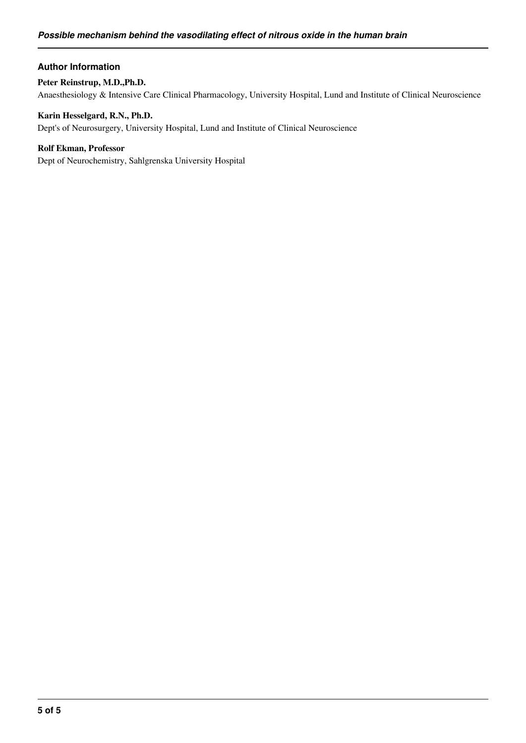### Author Information

**Peter Reinstrup, M.D.,Ph.D.**
Anaesthesiology & Intensive Care Clinical Pharmacology, University Hospital, Lund and Institute of Clinical Neuroscience

**Karin Hesselgard, R.N., Ph.D.**
Dept's of Neurosurgery, University Hospital, Lund and Institute of Clinical Neuroscience

**Rolf Ekman, Professor**
Dept of Neurochemistry, Sahlgrenska University Hospital